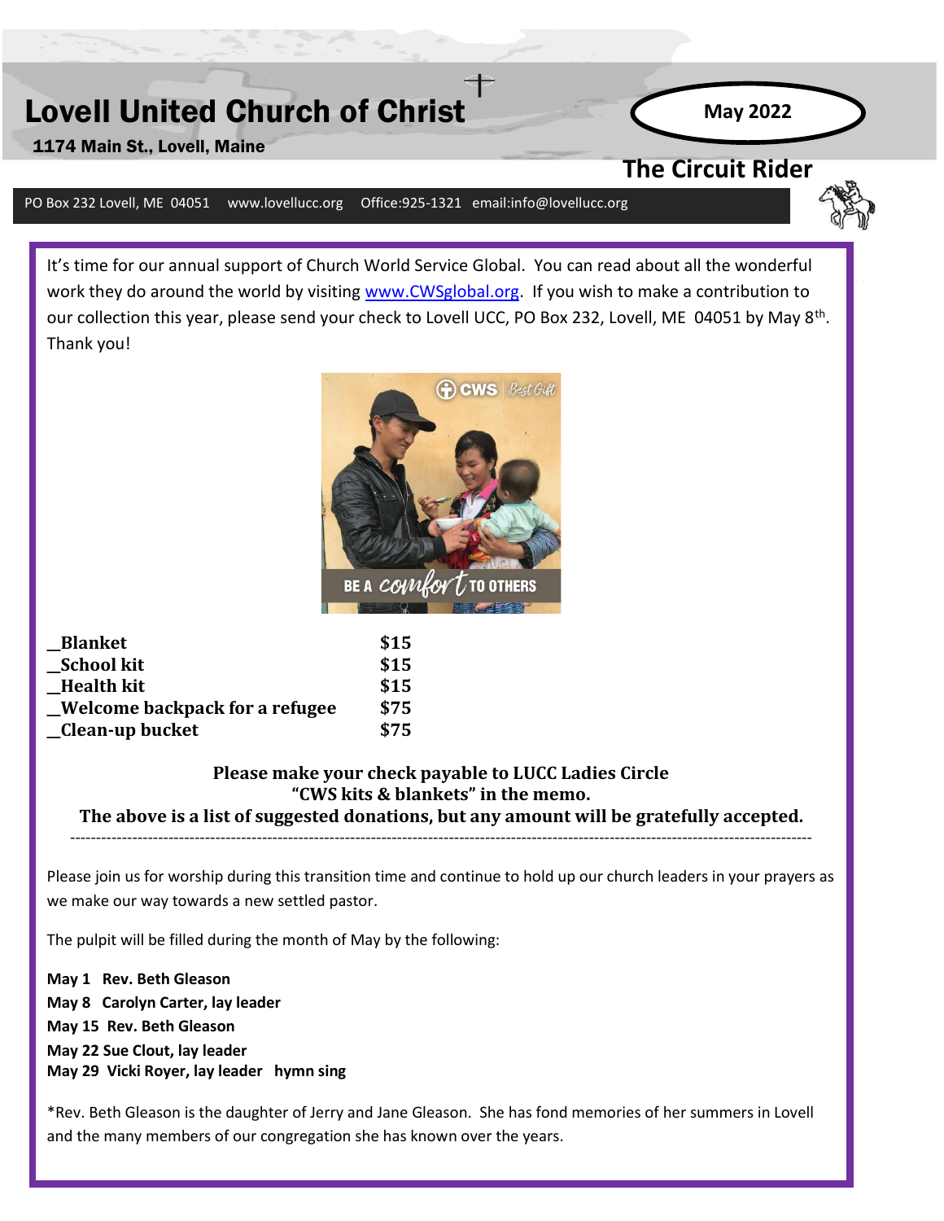# Lovell United Church of Christ

**1174 Main St., Lovell, Maine**

**May 2022**

## The Circuit Rider

PO Box 232 Lovell, ME 04051 www.lovellucc.org Office:925-1321 email:info@lovellucc.org

It's time for our annual support of Church World Service Global. You can read about all the wonderful work they do around the world by visiting [www.CWSglobal.org](http://www.CWSglobal.org). If you wish to make a contribution to our collection this year, please send your check to Lovell UCC, PO Box 232, Lovell, ME 04051 by May 8th. Thank you!

| | |
|---|---|
| **_Blanket** | **$15** |
| **_School kit** | **$15** |
| **_Health kit** | **$15** |
| **_Welcome backpack for a refugee** | **$75** |
| **_Clean-up bucket** | **$75** |

**Please make your check payable to LUCC Ladies Circle**
**"CWS kits & blankets" in the memo.**
**The above is a list of suggested donations, but any amount will be gratefully accepted.**

---

Please join us for worship during this transition time and continue to hold up our church leaders in your prayers as we make our way towards a new settled pastor.

The pulpit will be filled during the month of May by the following:

**May 1 Rev. Beth Gleason**
**May 8 Carolyn Carter, lay leader**
**May 15 Rev. Beth Gleason**
**May 22 Sue Clout, lay leader**
**May 29 Vicki Royer, lay leader hymn sing**

*Rev. Beth Gleason is the daughter of Jerry and Jane Gleason. She has fond memories of her summers in Lovell and the many members of our congregation she has known over the years.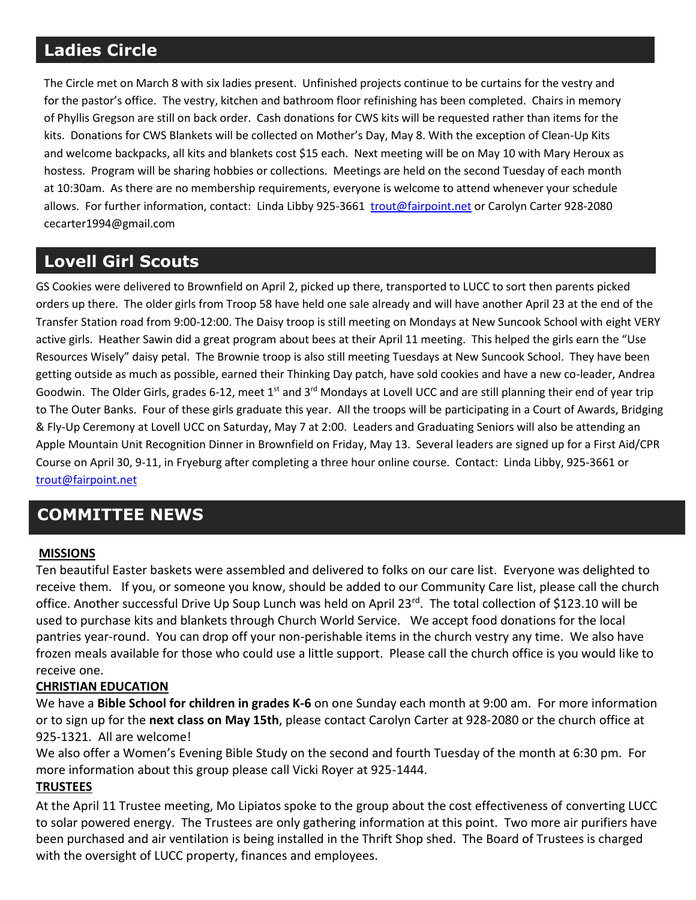## Ladies Circle

The Circle met on March 8 with six ladies present. Unfinished projects continue to be curtains for the vestry and for the pastor's office. The vestry, kitchen and bathroom floor refinishing has been completed. Chairs in memory of Phyllis Gregson are still on back order. Cash donations for CWS kits will be requested rather than items for the kits. Donations for CWS Blankets will be collected on Mother's Day, May 8. With the exception of Clean-Up Kits and welcome backpacks, all kits and blankets cost $15 each. Next meeting will be on May 10 with Mary Heroux as hostess. Program will be sharing hobbies or collections. Meetings are held on the second Tuesday of each month at 10:30am. As there are no membership requirements, everyone is welcome to attend whenever your schedule allows. For further information, contact: Linda Libby 925-3661 trout@fairpoint.net or Carolyn Carter 928-2080 cecarter1994@gmail.com

## Lovell Girl Scouts

GS Cookies were delivered to Brownfield on April 2, picked up there, transported to LUCC to sort then parents picked orders up there. The older girls from Troop 58 have held one sale already and will have another April 23 at the end of the Transfer Station road from 9:00-12:00. The Daisy troop is still meeting on Mondays at New Suncook School with eight VERY active girls. Heather Sawin did a great program about bees at their April 11 meeting. This helped the girls earn the "Use Resources Wisely" daisy petal. The Brownie troop is also still meeting Tuesdays at New Suncook School. They have been getting outside as much as possible, earned their Thinking Day patch, have sold cookies and have a new co-leader, Andrea Goodwin. The Older Girls, grades 6-12, meet 1st and 3rd Mondays at Lovell UCC and are still planning their end of year trip to The Outer Banks. Four of these girls graduate this year. All the troops will be participating in a Court of Awards, Bridging & Fly-Up Ceremony at Lovell UCC on Saturday, May 7 at 2:00. Leaders and Graduating Seniors will also be attending an Apple Mountain Unit Recognition Dinner in Brownfield on Friday, May 13. Several leaders are signed up for a First Aid/CPR Course on April 30, 9-11, in Fryeburg after completing a three hour online course. Contact: Linda Libby, 925-3661 or trout@fairpoint.net

## COMMITTEE NEWS

### MISSIONS

Ten beautiful Easter baskets were assembled and delivered to folks on our care list. Everyone was delighted to receive them. If you, or someone you know, should be added to our Community Care list, please call the church office. Another successful Drive Up Soup Lunch was held on April 23rd. The total collection of $123.10 will be used to purchase kits and blankets through Church World Service. We accept food donations for the local pantries year-round. You can drop off your non-perishable items in the church vestry any time. We also have frozen meals available for those who could use a little support. Please call the church office is you would like to receive one.

### CHRISTIAN EDUCATION

We have a **Bible School for children in grades K-6** on one Sunday each month at 9:00 am. For more information or to sign up for the **next class on May 15th**, please contact Carolyn Carter at 928-2080 or the church office at 925-1321. All are welcome!

We also offer a Women's Evening Bible Study on the second and fourth Tuesday of the month at 6:30 pm. For more information about this group please call Vicki Royer at 925-1444.

### TRUSTEES

At the April 11 Trustee meeting, Mo Lipiatos spoke to the group about the cost effectiveness of converting LUCC to solar powered energy. The Trustees are only gathering information at this point. Two more air purifiers have been purchased and air ventilation is being installed in the Thrift Shop shed. The Board of Trustees is charged with the oversight of LUCC property, finances and employees.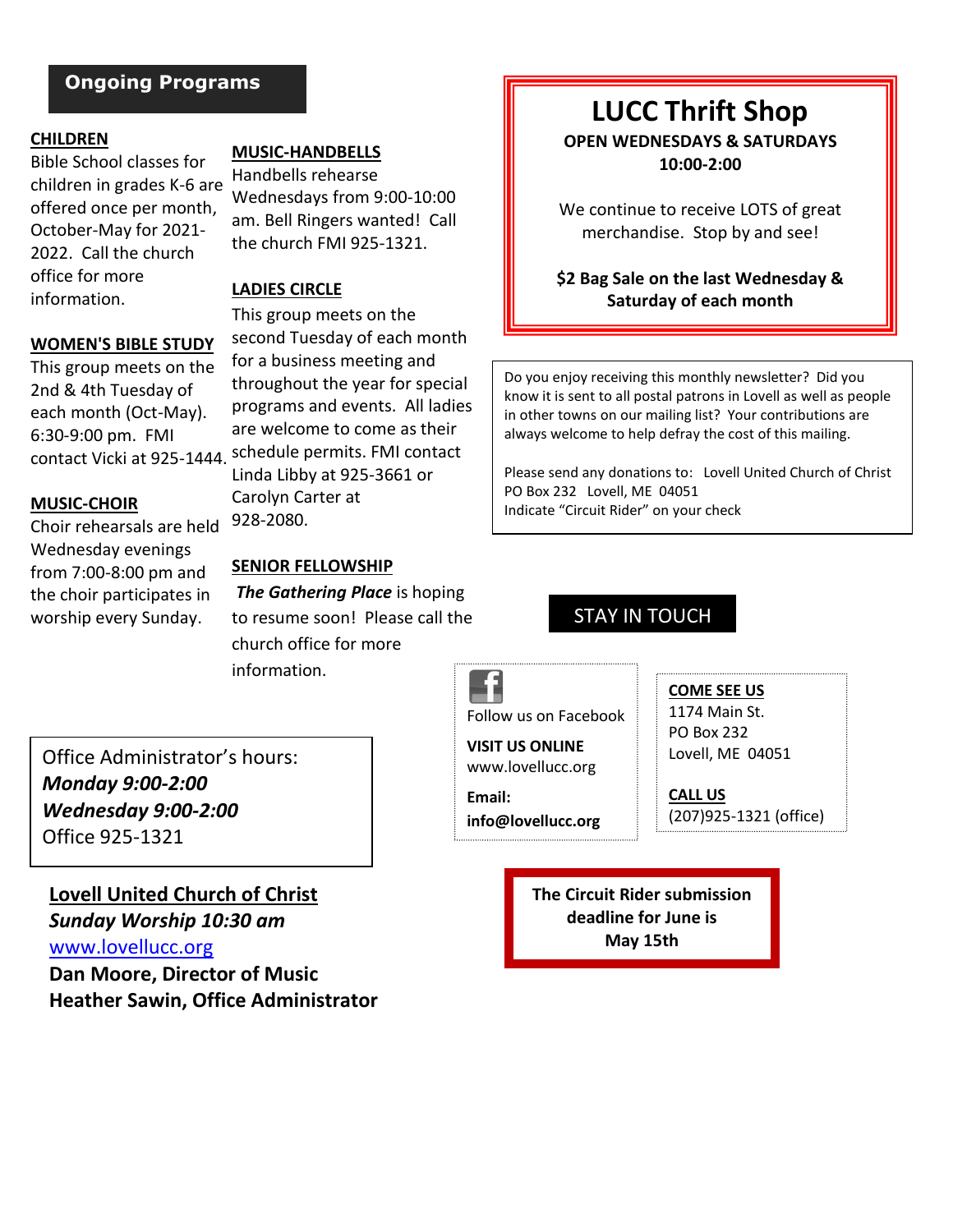## Ongoing Programs

**CHILDREN**

Bible School classes for children in grades K-6 are offered once per month, October-May for 2021-2022. Call the church office for more information.

**WOMEN'S BIBLE STUDY**

This group meets on the 2nd & 4th Tuesday of each month (Oct-May). 6:30-9:00 pm. FMI contact Vicki at 925-1444.

**MUSIC-CHOIR**

Choir rehearsals are held Wednesday evenings from 7:00-8:00 pm and the choir participates in worship every Sunday.

**MUSIC-HANDBELLS**

Handbells rehearse Wednesdays from 9:00-10:00 am. Bell Ringers wanted! Call the church FMI 925-1321.

**LADIES CIRCLE**

This group meets on the second Tuesday of each month for a business meeting and throughout the year for special programs and events. All ladies are welcome to come as their schedule permits. FMI contact Linda Libby at 925-3661 or Carolyn Carter at 928-2080.

**SENIOR FELLOWSHIP**

***The Gathering Place*** is hoping to resume soon! Please call the church office for more information.

Office Administrator's hours:
***Monday 9:00-2:00***
***Wednesday 9:00-2:00***
Office 925-1321

**Lovell United Church of Christ**
***Sunday Worship 10:30 am***
www.lovellucc.org
**Dan Moore, Director of Music**
**Heather Sawin, Office Administrator**

## LUCC Thrift Shop

**OPEN WEDNESDAYS & SATURDAYS**
**10:00-2:00**

We continue to receive LOTS of great merchandise. Stop by and see!

**$2 Bag Sale on the last Wednesday & Saturday of each month**

Do you enjoy receiving this monthly newsletter? Did you know it is sent to all postal patrons in Lovell as well as people in other towns on our mailing list? Your contributions are always welcome to help defray the cost of this mailing.

Please send any donations to: Lovell United Church of Christ
PO Box 232 Lovell, ME 04051
Indicate "Circuit Rider" on your check

## STAY IN TOUCH

Follow us on Facebook

**VISIT US ONLINE**
www.lovellucc.org

**Email:**
**info@lovellucc.org**

**COME SEE US**
1174 Main St.
PO Box 232
Lovell, ME 04051

**CALL US**
(207)925-1321 (office)

**The Circuit Rider submission deadline for June is May 15th**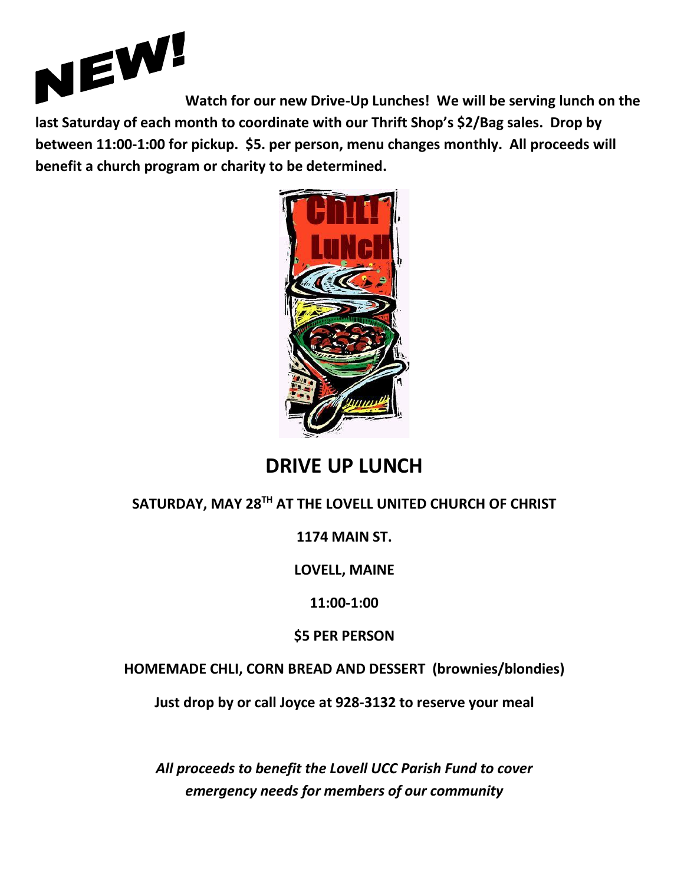**NEW!** **Watch for our new Drive-Up Lunches! We will be serving lunch on the last Saturday of each month to coordinate with our Thrift Shop's $2/Bag sales. Drop by between 11:00-1:00 for pickup. $5. per person, menu changes monthly. All proceeds will benefit a church program or charity to be determined.**

# DRIVE UP LUNCH

**SATURDAY, MAY 28TH AT THE LOVELL UNITED CHURCH OF CHRIST**

**1174 MAIN ST.**

**LOVELL, MAINE**

**11:00-1:00**

**$5 PER PERSON**

**HOMEMADE CHLI, CORN BREAD AND DESSERT (brownies/blondies)**

**Just drop by or call Joyce at 928-3132 to reserve your meal**

***All proceeds to benefit the Lovell UCC Parish Fund to cover emergency needs for members of our community***